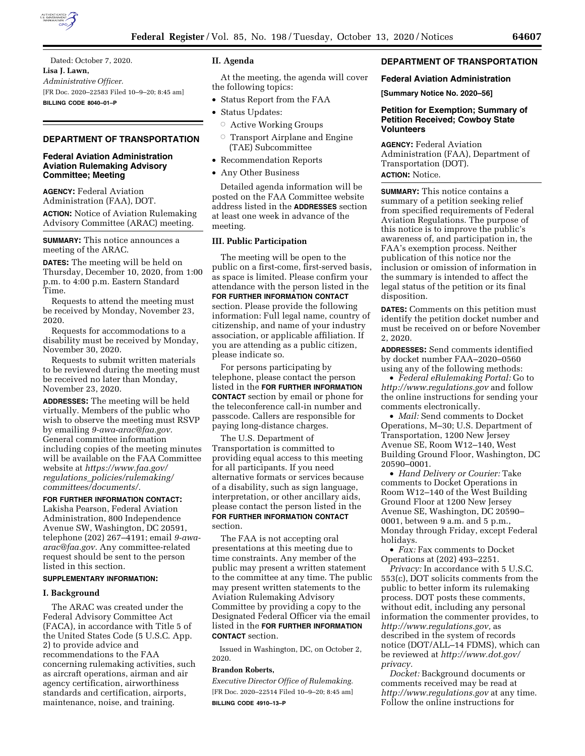Dated: October 7, 2020.

**Lisa J. Lawn,**

*Administrative Officer.*

[FR Doc. 2020–22583 Filed 10–9–20; 8:45 am]

**BILLING CODE 8040–01–P**

## DEPARTMENT OF TRANSPORTATION

### Federal Aviation Administration Aviation Rulemaking Advisory Committee; Meeting

**AGENCY:** Federal Aviation Administration (FAA), DOT.

**ACTION:** Notice of Aviation Rulemaking Advisory Committee (ARAC) meeting.

**SUMMARY:** This notice announces a meeting of the ARAC.

**DATES:** The meeting will be held on Thursday, December 10, 2020, from 1:00 p.m. to 4:00 p.m. Eastern Standard Time.

Requests to attend the meeting must be received by Monday, November 23, 2020.

Requests for accommodations to a disability must be received by Monday, November 30, 2020.

Requests to submit written materials to be reviewed during the meeting must be received no later than Monday, November 23, 2020.

**ADDRESSES:** The meeting will be held virtually. Members of the public who wish to observe the meeting must RSVP by emailing *9-awa-arac@faa.gov.* General committee information including copies of the meeting minutes will be available on the FAA Committee website at *https://www.faa.gov/regulations_policies/rulemaking/committees/documents/.*

**FOR FURTHER INFORMATION CONTACT:** Lakisha Pearson, Federal Aviation Administration, 800 Independence Avenue SW, Washington, DC 20591, telephone (202) 267–4191; email *9-awa-arac@faa.gov.* Any committee-related request should be sent to the person listed in this section.

**SUPPLEMENTARY INFORMATION:**

#### I. Background

The ARAC was created under the Federal Advisory Committee Act (FACA), in accordance with Title 5 of the United States Code (5 U.S.C. App. 2) to provide advice and recommendations to the FAA concerning rulemaking activities, such as aircraft operations, airman and air agency certification, airworthiness standards and certification, airports, maintenance, noise, and training.

#### II. Agenda

At the meeting, the agenda will cover the following topics:

- Status Report from the FAA
- Status Updates:
  - Active Working Groups
  - Transport Airplane and Engine (TAE) Subcommittee
- Recommendation Reports
- Any Other Business

Detailed agenda information will be posted on the FAA Committee website address listed in the **ADDRESSES** section at least one week in advance of the meeting.

#### III. Public Participation

The meeting will be open to the public on a first-come, first-served basis, as space is limited. Please confirm your attendance with the person listed in the **FOR FURTHER INFORMATION CONTACT** section. Please provide the following information: Full legal name, country of citizenship, and name of your industry association, or applicable affiliation. If you are attending as a public citizen, please indicate so.

For persons participating by telephone, please contact the person listed in the **FOR FURTHER INFORMATION CONTACT** section by email or phone for the teleconference call-in number and passcode. Callers are responsible for paying long-distance charges.

The U.S. Department of Transportation is committed to providing equal access to this meeting for all participants. If you need alternative formats or services because of a disability, such as sign language, interpretation, or other ancillary aids, please contact the person listed in the **FOR FURTHER INFORMATION CONTACT** section.

The FAA is not accepting oral presentations at this meeting due to time constraints. Any member of the public may present a written statement to the committee at any time. The public may present written statements to the Aviation Rulemaking Advisory Committee by providing a copy to the Designated Federal Officer via the email listed in the **FOR FURTHER INFORMATION CONTACT** section.

Issued in Washington, DC, on October 2, 2020.

**Brandon Roberts,**

*Executive Director Office of Rulemaking.*

[FR Doc. 2020–22514 Filed 10–9–20; 8:45 am]

**BILLING CODE 4910–13–P**

## DEPARTMENT OF TRANSPORTATION

### Federal Aviation Administration

**[Summary Notice No. 2020–56]**

### Petition for Exemption; Summary of Petition Received; Cowboy State Volunteers

**AGENCY:** Federal Aviation Administration (FAA), Department of Transportation (DOT).

**ACTION:** Notice.

**SUMMARY:** This notice contains a summary of a petition seeking relief from specified requirements of Federal Aviation Regulations. The purpose of this notice is to improve the public's awareness of, and participation in, the FAA's exemption process. Neither publication of this notice nor the inclusion or omission of information in the summary is intended to affect the legal status of the petition or its final disposition.

**DATES:** Comments on this petition must identify the petition docket number and must be received on or before November 2, 2020.

**ADDRESSES:** Send comments identified by docket number FAA–2020–0560 using any of the following methods:

- *Federal eRulemaking Portal:* Go to *http://www.regulations.gov* and follow the online instructions for sending your comments electronically.
- *Mail:* Send comments to Docket Operations, M–30; U.S. Department of Transportation, 1200 New Jersey Avenue SE, Room W12–140, West Building Ground Floor, Washington, DC 20590–0001.
- *Hand Delivery or Courier:* Take comments to Docket Operations in Room W12–140 of the West Building Ground Floor at 1200 New Jersey Avenue SE, Washington, DC 20590–0001, between 9 a.m. and 5 p.m., Monday through Friday, except Federal holidays.
- *Fax:* Fax comments to Docket Operations at (202) 493–2251.

*Privacy:* In accordance with 5 U.S.C. 553(c), DOT solicits comments from the public to better inform its rulemaking process. DOT posts these comments, without edit, including any personal information the commenter provides, to *http://www.regulations.gov,* as described in the system of records notice (DOT/ALL–14 FDMS), which can be reviewed at *http://www.dot.gov/privacy.*

*Docket:* Background documents or comments received may be read at *http://www.regulations.gov* at any time. Follow the online instructions for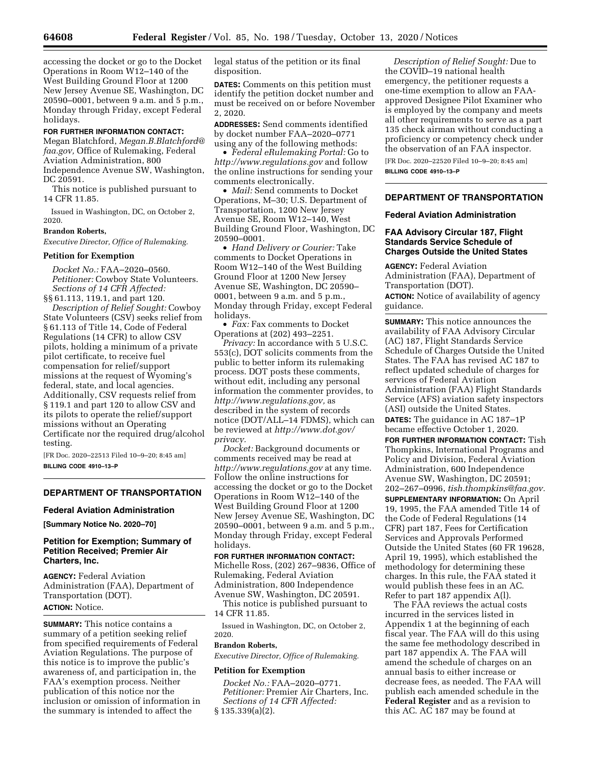accessing the docket or go to the Docket Operations in Room W12–140 of the West Building Ground Floor at 1200 New Jersey Avenue SE, Washington, DC 20590–0001, between 9 a.m. and 5 p.m., Monday through Friday, except Federal holidays.

**FOR FURTHER INFORMATION CONTACT:** Megan Blatchford, *Megan.B.Blatchford@faa.gov,* Office of Rulemaking, Federal Aviation Administration, 800 Independence Avenue SW, Washington, DC 20591.

This notice is published pursuant to 14 CFR 11.85.

Issued in Washington, DC, on October 2, 2020.

**Brandon Roberts,**

*Executive Director, Office of Rulemaking.*

### Petition for Exemption

*Docket No.:* FAA–2020–0560.

*Petitioner:* Cowboy State Volunteers.

*Sections of 14 CFR Affected:* §§ 61.113, 119.1, and part 120.

*Description of Relief Sought:* Cowboy State Volunteers (CSV) seeks relief from § 61.113 of Title 14, Code of Federal Regulations (14 CFR) to allow CSV pilots, holding a minimum of a private pilot certificate, to receive fuel compensation for relief/support missions at the request of Wyoming's federal, state, and local agencies. Additionally, CSV requests relief from § 119.1 and part 120 to allow CSV and its pilots to operate the relief/support missions without an Operating Certificate nor the required drug/alcohol testing.

[FR Doc. 2020–22513 Filed 10–9–20; 8:45 am]

**BILLING CODE 4910–13–P**

## DEPARTMENT OF TRANSPORTATION

### Federal Aviation Administration

**[Summary Notice No. 2020–70]**

### Petition for Exemption; Summary of Petition Received; Premier Air Charters, Inc.

**AGENCY:** Federal Aviation Administration (FAA), Department of Transportation (DOT).

**ACTION:** Notice.

**SUMMARY:** This notice contains a summary of a petition seeking relief from specified requirements of Federal Aviation Regulations. The purpose of this notice is to improve the public's awareness of, and participation in, the FAA's exemption process. Neither publication of this notice nor the inclusion or omission of information in the summary is intended to affect the legal status of the petition or its final disposition.

**DATES:** Comments on this petition must identify the petition docket number and must be received on or before November 2, 2020.

**ADDRESSES:** Send comments identified by docket number FAA–2020–0771 using any of the following methods:

- *Federal eRulemaking Portal:* Go to *http://www.regulations.gov* and follow the online instructions for sending your comments electronically.
- *Mail:* Send comments to Docket Operations, M–30; U.S. Department of Transportation, 1200 New Jersey Avenue SE, Room W12–140, West Building Ground Floor, Washington, DC 20590–0001.
- *Hand Delivery or Courier:* Take comments to Docket Operations in Room W12–140 of the West Building Ground Floor at 1200 New Jersey Avenue SE, Washington, DC 20590–0001, between 9 a.m. and 5 p.m., Monday through Friday, except Federal holidays.
- *Fax:* Fax comments to Docket Operations at (202) 493–2251.

*Privacy:* In accordance with 5 U.S.C. 553(c), DOT solicits comments from the public to better inform its rulemaking process. DOT posts these comments, without edit, including any personal information the commenter provides, to *http://www.regulations.gov,* as described in the system of records notice (DOT/ALL–14 FDMS), which can be reviewed at *http://www.dot.gov/privacy.*

*Docket:* Background documents or comments received may be read at *http://www.regulations.gov* at any time. Follow the online instructions for accessing the docket or go to the Docket Operations in Room W12–140 of the West Building Ground Floor at 1200 New Jersey Avenue SE, Washington, DC 20590–0001, between 9 a.m. and 5 p.m., Monday through Friday, except Federal holidays.

**FOR FURTHER INFORMATION CONTACT:** Michelle Ross, (202) 267–9836, Office of Rulemaking, Federal Aviation Administration, 800 Independence Avenue SW, Washington, DC 20591.

This notice is published pursuant to 14 CFR 11.85.

Issued in Washington, DC, on October 2, 2020.

**Brandon Roberts,**

*Executive Director, Office of Rulemaking.*

### Petition for Exemption

*Docket No.:* FAA–2020–0771.

*Petitioner:* Premier Air Charters, Inc.

*Sections of 14 CFR Affected:* § 135.339(a)(2).

*Description of Relief Sought:* Due to the COVID–19 national health emergency, the petitioner requests a one-time exemption to allow an FAA-approved Designee Pilot Examiner who is employed by the company and meets all other requirements to serve as a part 135 check airman without conducting a proficiency or competency check under the observation of an FAA inspector.

[FR Doc. 2020–22520 Filed 10–9–20; 8:45 am]

**BILLING CODE 4910–13–P**

## DEPARTMENT OF TRANSPORTATION

### Federal Aviation Administration

### FAA Advisory Circular 187, Flight Standards Service Schedule of Charges Outside the United States

**AGENCY:** Federal Aviation Administration (FAA), Department of Transportation (DOT).

**ACTION:** Notice of availability of agency guidance.

**SUMMARY:** This notice announces the availability of FAA Advisory Circular (AC) 187, Flight Standards Service Schedule of Charges Outside the United States. The FAA has revised AC 187 to reflect updated schedule of charges for services of Federal Aviation Administration (FAA) Flight Standards Service (AFS) aviation safety inspectors (ASI) outside the United States.

**DATES:** The guidance in AC 187–1P became effective October 1, 2020.

**FOR FURTHER INFORMATION CONTACT:** Tish Thompkins, International Programs and Policy and Division, Federal Aviation Administration, 600 Independence Avenue SW, Washington, DC 20591; 202–267–0996, *tish.thompkins@faa.gov.*

**SUPPLEMENTARY INFORMATION:** On April 19, 1995, the FAA amended Title 14 of the Code of Federal Regulations (14 CFR) part 187, Fees for Certification Services and Approvals Performed Outside the United States (60 FR 19628, April 19, 1995), which established the methodology for determining these charges. In this rule, the FAA stated it would publish these fees in an AC. Refer to part 187 appendix A(l).

The FAA reviews the actual costs incurred in the services listed in Appendix 1 at the beginning of each fiscal year. The FAA will do this using the same fee methodology described in part 187 appendix A. The FAA will amend the schedule of charges on an annual basis to either increase or decrease fees, as needed. The FAA will publish each amended schedule in the **Federal Register** and as a revision to this AC. AC 187 may be found at